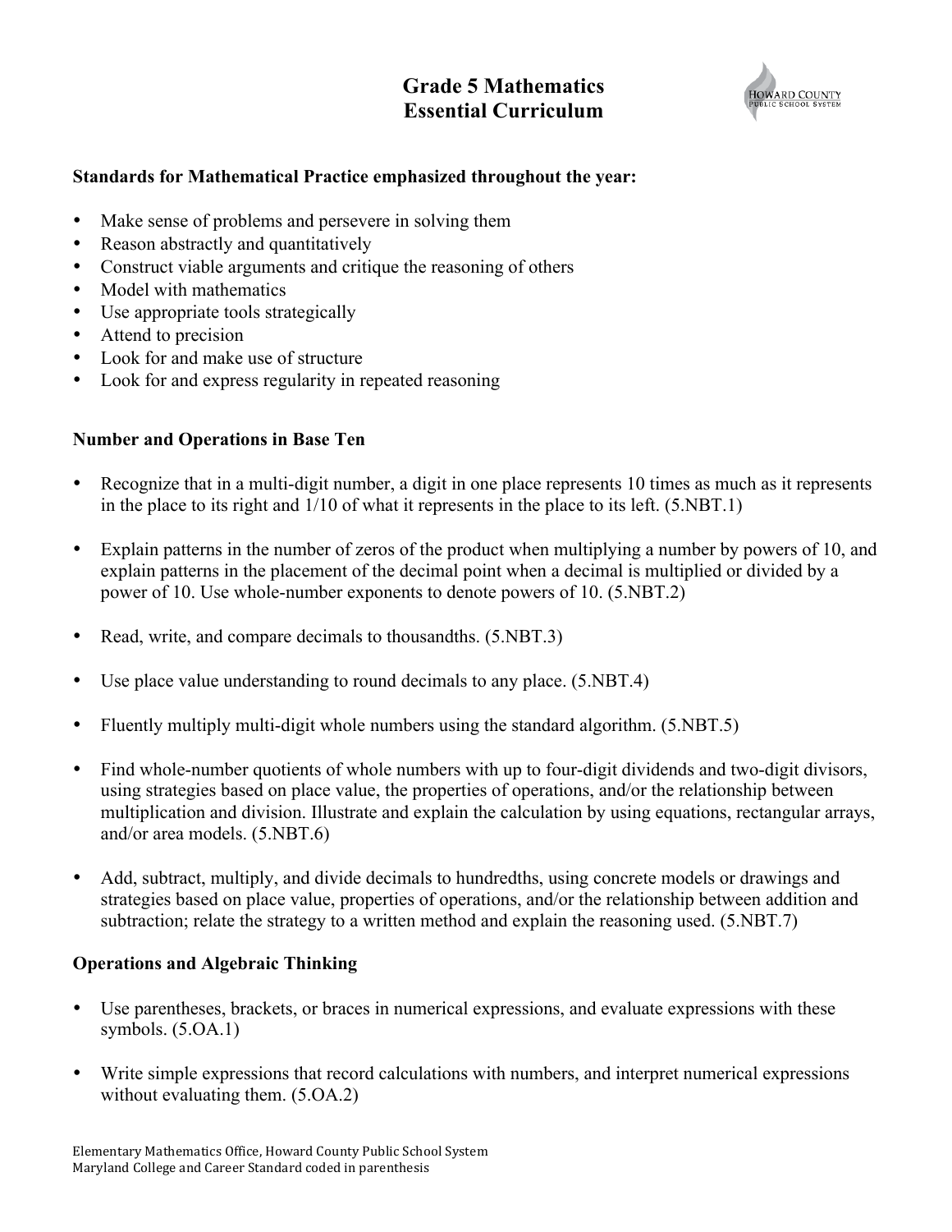# Grade 5 Mathematics
# Essential Curriculum

**Standards for Mathematical Practice emphasized throughout the year:**

- Make sense of problems and persevere in solving them
- Reason abstractly and quantitatively
- Construct viable arguments and critique the reasoning of others
- Model with mathematics
- Use appropriate tools strategically
- Attend to precision
- Look for and make use of structure
- Look for and express regularity in repeated reasoning

**Number and Operations in Base Ten**

- Recognize that in a multi-digit number, a digit in one place represents 10 times as much as it represents in the place to its right and 1/10 of what it represents in the place to its left. (5.NBT.1)

- Explain patterns in the number of zeros of the product when multiplying a number by powers of 10, and explain patterns in the placement of the decimal point when a decimal is multiplied or divided by a power of 10. Use whole-number exponents to denote powers of 10. (5.NBT.2)

- Read, write, and compare decimals to thousandths. (5.NBT.3)

- Use place value understanding to round decimals to any place. (5.NBT.4)

- Fluently multiply multi-digit whole numbers using the standard algorithm. (5.NBT.5)

- Find whole-number quotients of whole numbers with up to four-digit dividends and two-digit divisors, using strategies based on place value, the properties of operations, and/or the relationship between multiplication and division. Illustrate and explain the calculation by using equations, rectangular arrays, and/or area models. (5.NBT.6)

- Add, subtract, multiply, and divide decimals to hundredths, using concrete models or drawings and strategies based on place value, properties of operations, and/or the relationship between addition and subtraction; relate the strategy to a written method and explain the reasoning used. (5.NBT.7)

**Operations and Algebraic Thinking**

- Use parentheses, brackets, or braces in numerical expressions, and evaluate expressions with these symbols. (5.OA.1)

- Write simple expressions that record calculations with numbers, and interpret numerical expressions without evaluating them. (5.OA.2)

Elementary Mathematics Office, Howard County Public School System
Maryland College and Career Standard coded in parenthesis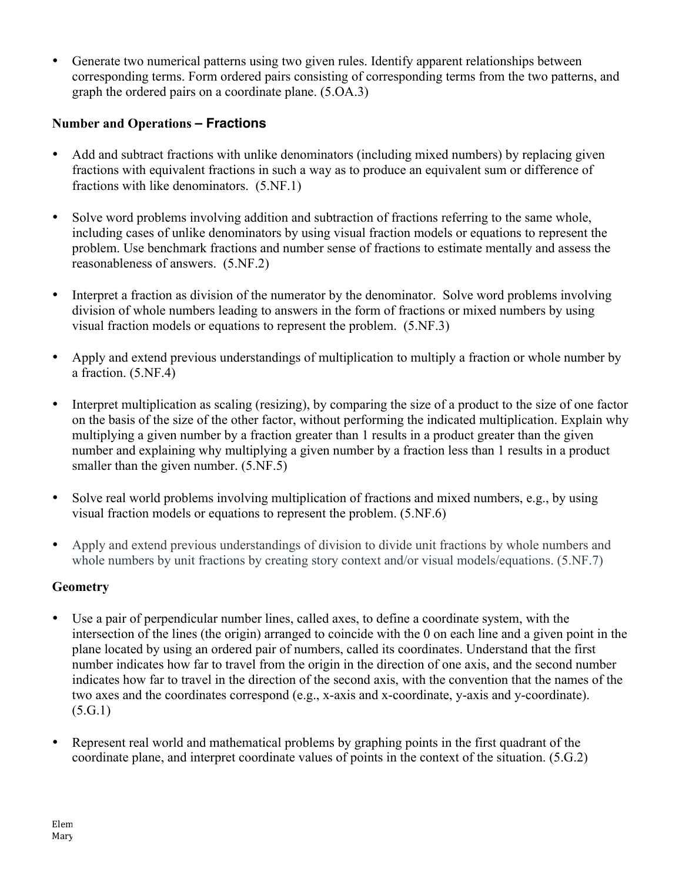- Generate two numerical patterns using two given rules. Identify apparent relationships between corresponding terms. Form ordered pairs consisting of corresponding terms from the two patterns, and graph the ordered pairs on a coordinate plane. (5.OA.3)

### Number and Operations – Fractions

- Add and subtract fractions with unlike denominators (including mixed numbers) by replacing given fractions with equivalent fractions in such a way as to produce an equivalent sum or difference of fractions with like denominators. (5.NF.1)

- Solve word problems involving addition and subtraction of fractions referring to the same whole, including cases of unlike denominators by using visual fraction models or equations to represent the problem. Use benchmark fractions and number sense of fractions to estimate mentally and assess the reasonableness of answers. (5.NF.2)

- Interpret a fraction as division of the numerator by the denominator. Solve word problems involving division of whole numbers leading to answers in the form of fractions or mixed numbers by using visual fraction models or equations to represent the problem. (5.NF.3)

- Apply and extend previous understandings of multiplication to multiply a fraction or whole number by a fraction. (5.NF.4)

- Interpret multiplication as scaling (resizing), by comparing the size of a product to the size of one factor on the basis of the size of the other factor, without performing the indicated multiplication. Explain why multiplying a given number by a fraction greater than 1 results in a product greater than the given number and explaining why multiplying a given number by a fraction less than 1 results in a product smaller than the given number. (5.NF.5)

- Solve real world problems involving multiplication of fractions and mixed numbers, e.g., by using visual fraction models or equations to represent the problem. (5.NF.6)

- Apply and extend previous understandings of division to divide unit fractions by whole numbers and whole numbers by unit fractions by creating story context and/or visual models/equations. (5.NF.7)

### Geometry

- Use a pair of perpendicular number lines, called axes, to define a coordinate system, with the intersection of the lines (the origin) arranged to coincide with the 0 on each line and a given point in the plane located by using an ordered pair of numbers, called its coordinates. Understand that the first number indicates how far to travel from the origin in the direction of one axis, and the second number indicates how far to travel in the direction of the second axis, with the convention that the names of the two axes and the coordinates correspond (e.g., x-axis and x-coordinate, y-axis and y-coordinate). (5.G.1)

- Represent real world and mathematical problems by graphing points in the first quadrant of the coordinate plane, and interpret coordinate values of points in the context of the situation. (5.G.2)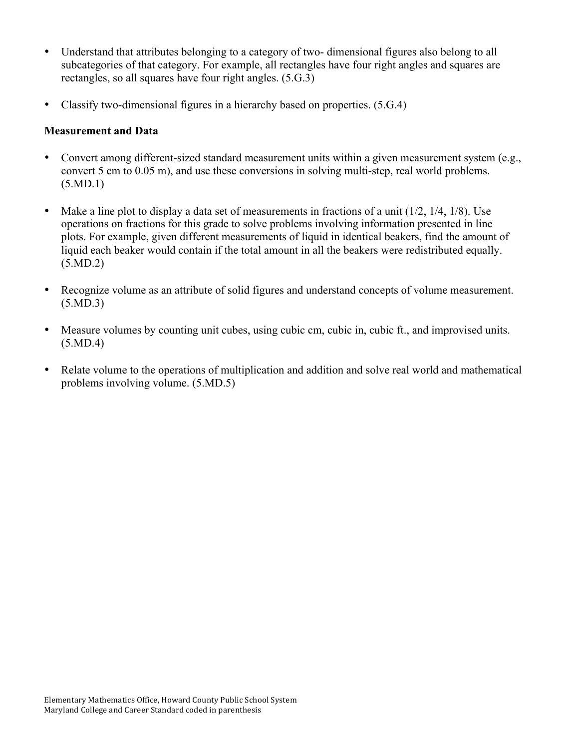- Understand that attributes belonging to a category of two- dimensional figures also belong to all subcategories of that category. For example, all rectangles have four right angles and squares are rectangles, so all squares have four right angles. (5.G.3)

- Classify two-dimensional figures in a hierarchy based on properties. (5.G.4)

**Measurement and Data**

- Convert among different-sized standard measurement units within a given measurement system (e.g., convert 5 cm to 0.05 m), and use these conversions in solving multi-step, real world problems. (5.MD.1)

- Make a line plot to display a data set of measurements in fractions of a unit (1/2, 1/4, 1/8). Use operations on fractions for this grade to solve problems involving information presented in line plots. For example, given different measurements of liquid in identical beakers, find the amount of liquid each beaker would contain if the total amount in all the beakers were redistributed equally. (5.MD.2)

- Recognize volume as an attribute of solid figures and understand concepts of volume measurement. (5.MD.3)

- Measure volumes by counting unit cubes, using cubic cm, cubic in, cubic ft., and improvised units. (5.MD.4)

- Relate volume to the operations of multiplication and addition and solve real world and mathematical problems involving volume. (5.MD.5)

Elementary Mathematics Office, Howard County Public School System
Maryland College and Career Standard coded in parenthesis